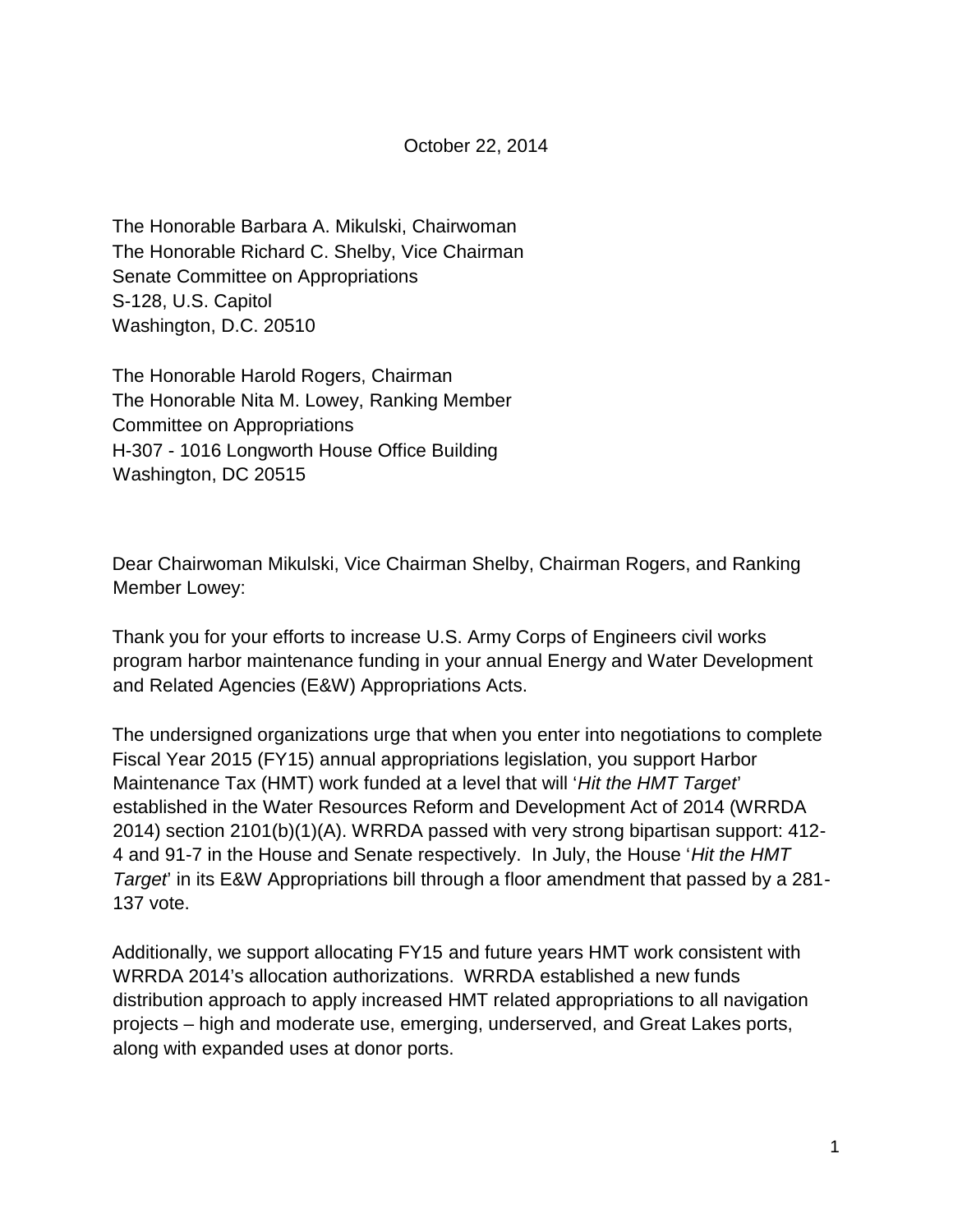October 22, 2014

The Honorable Barbara A. Mikulski, Chairwoman
The Honorable Richard C. Shelby, Vice Chairman
Senate Committee on Appropriations
S-128, U.S. Capitol
Washington, D.C. 20510

The Honorable Harold Rogers, Chairman
The Honorable Nita M. Lowey, Ranking Member
Committee on Appropriations
H-307 - 1016 Longworth House Office Building
Washington, DC 20515

Dear Chairwoman Mikulski, Vice Chairman Shelby, Chairman Rogers, and Ranking Member Lowey:

Thank you for your efforts to increase U.S. Army Corps of Engineers civil works program harbor maintenance funding in your annual Energy and Water Development and Related Agencies (E&W) Appropriations Acts.

The undersigned organizations urge that when you enter into negotiations to complete Fiscal Year 2015 (FY15) annual appropriations legislation, you support Harbor Maintenance Tax (HMT) work funded at a level that will '*Hit the HMT Target*' established in the Water Resources Reform and Development Act of 2014 (WRRDA 2014) section 2101(b)(1)(A). WRRDA passed with very strong bipartisan support: 412-4 and 91-7 in the House and Senate respectively. In July, the House '*Hit the HMT Target*' in its E&W Appropriations bill through a floor amendment that passed by a 281-137 vote.

Additionally, we support allocating FY15 and future years HMT work consistent with WRRDA 2014's allocation authorizations. WRRDA established a new funds distribution approach to apply increased HMT related appropriations to all navigation projects – high and moderate use, emerging, underserved, and Great Lakes ports, along with expanded uses at donor ports.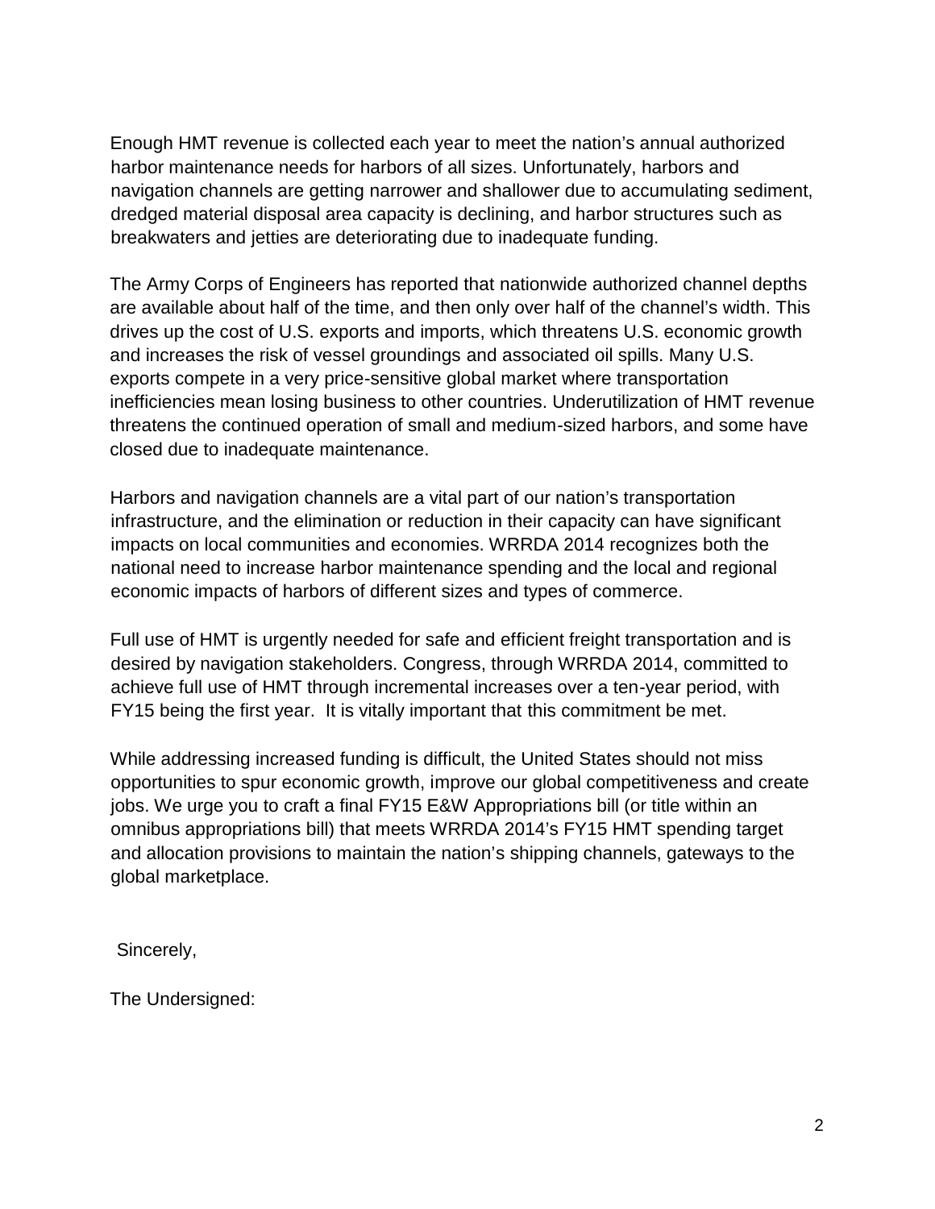Enough HMT revenue is collected each year to meet the nation's annual authorized harbor maintenance needs for harbors of all sizes. Unfortunately, harbors and navigation channels are getting narrower and shallower due to accumulating sediment, dredged material disposal area capacity is declining, and harbor structures such as breakwaters and jetties are deteriorating due to inadequate funding.

The Army Corps of Engineers has reported that nationwide authorized channel depths are available about half of the time, and then only over half of the channel's width. This drives up the cost of U.S. exports and imports, which threatens U.S. economic growth and increases the risk of vessel groundings and associated oil spills. Many U.S. exports compete in a very price-sensitive global market where transportation inefficiencies mean losing business to other countries. Underutilization of HMT revenue threatens the continued operation of small and medium-sized harbors, and some have closed due to inadequate maintenance.

Harbors and navigation channels are a vital part of our nation's transportation infrastructure, and the elimination or reduction in their capacity can have significant impacts on local communities and economies. WRRDA 2014 recognizes both the national need to increase harbor maintenance spending and the local and regional economic impacts of harbors of different sizes and types of commerce.

Full use of HMT is urgently needed for safe and efficient freight transportation and is desired by navigation stakeholders. Congress, through WRRDA 2014, committed to achieve full use of HMT through incremental increases over a ten-year period, with FY15 being the first year. It is vitally important that this commitment be met.

While addressing increased funding is difficult, the United States should not miss opportunities to spur economic growth, improve our global competitiveness and create jobs. We urge you to craft a final FY15 E&W Appropriations bill (or title within an omnibus appropriations bill) that meets WRRDA 2014's FY15 HMT spending target and allocation provisions to maintain the nation's shipping channels, gateways to the global marketplace.

Sincerely,

The Undersigned: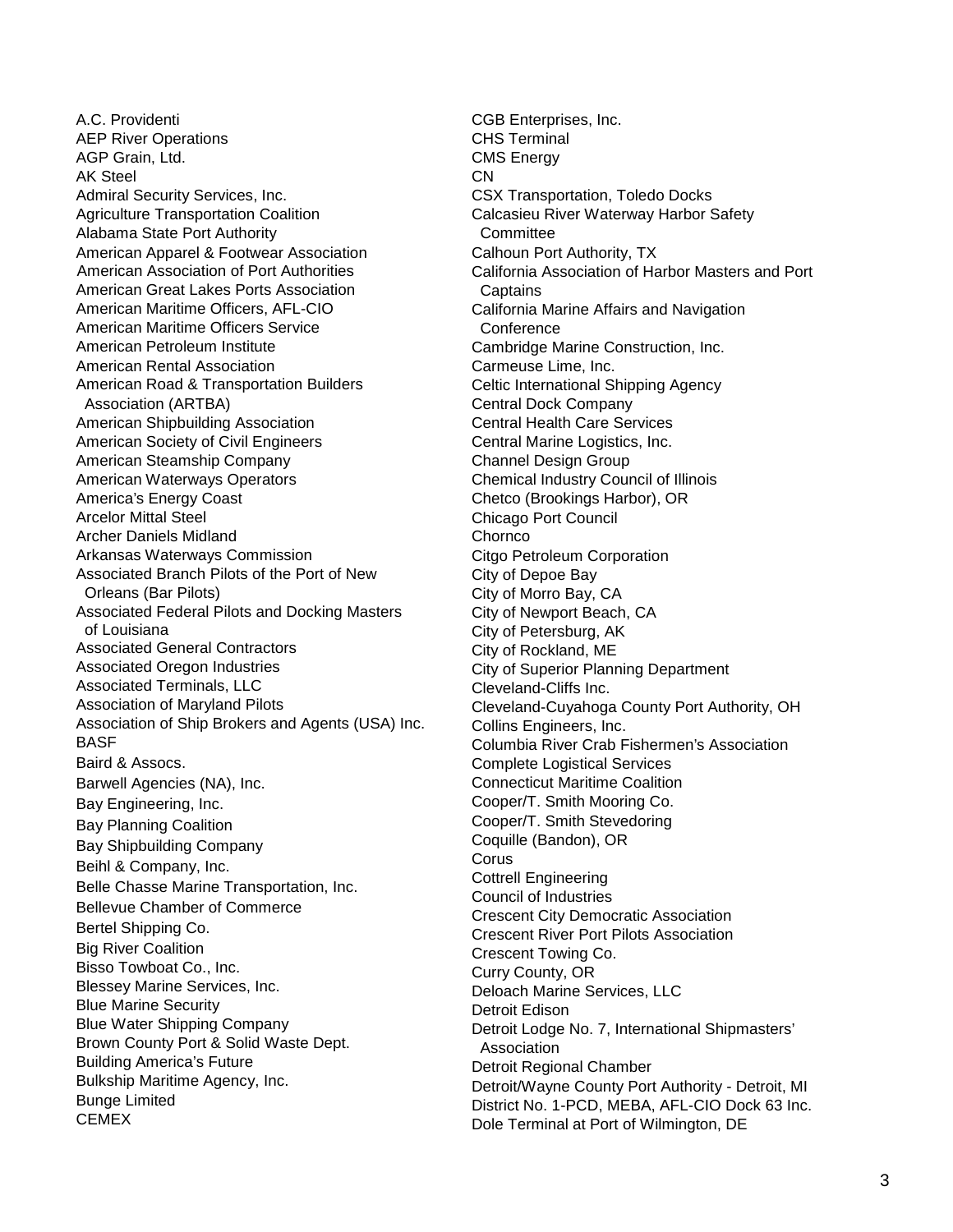A.C. Providenti
AEP River Operations
AGP Grain, Ltd.
AK Steel
Admiral Security Services, Inc.
Agriculture Transportation Coalition
Alabama State Port Authority
American Apparel & Footwear Association
American Association of Port Authorities
American Great Lakes Ports Association
American Maritime Officers, AFL-CIO
American Maritime Officers Service
American Petroleum Institute
American Rental Association
American Road & Transportation Builders Association (ARTBA)
American Shipbuilding Association
American Society of Civil Engineers
American Steamship Company
American Waterways Operators
America's Energy Coast
Arcelor Mittal Steel
Archer Daniels Midland
Arkansas Waterways Commission
Associated Branch Pilots of the Port of New Orleans (Bar Pilots)
Associated Federal Pilots and Docking Masters of Louisiana
Associated General Contractors
Associated Oregon Industries
Associated Terminals, LLC
Association of Maryland Pilots
Association of Ship Brokers and Agents (USA) Inc.
BASF
Baird & Assocs.
Barwell Agencies (NA), Inc.
Bay Engineering, Inc.
Bay Planning Coalition
Bay Shipbuilding Company
Beihl & Company, Inc.
Belle Chasse Marine Transportation, Inc.
Bellevue Chamber of Commerce
Bertel Shipping Co.
Big River Coalition
Bisso Towboat Co., Inc.
Blessey Marine Services, Inc.
Blue Marine Security
Blue Water Shipping Company
Brown County Port & Solid Waste Dept.
Building America's Future
Bulkship Maritime Agency, Inc.
Bunge Limited
CEMEX
CGB Enterprises, Inc.
CHS Terminal
CMS Energy
CN
CSX Transportation, Toledo Docks
Calcasieu River Waterway Harbor Safety Committee
Calhoun Port Authority, TX
California Association of Harbor Masters and Port Captains
California Marine Affairs and Navigation Conference
Cambridge Marine Construction, Inc.
Carmeuse Lime, Inc.
Celtic International Shipping Agency
Central Dock Company
Central Health Care Services
Central Marine Logistics, Inc.
Channel Design Group
Chemical Industry Council of Illinois
Chetco (Brookings Harbor), OR
Chicago Port Council
Chornco
Citgo Petroleum Corporation
City of Depoe Bay
City of Morro Bay, CA
City of Newport Beach, CA
City of Petersburg, AK
City of Rockland, ME
City of Superior Planning Department
Cleveland-Cliffs Inc.
Cleveland-Cuyahoga County Port Authority, OH
Collins Engineers, Inc.
Columbia River Crab Fishermen's Association
Complete Logistical Services
Connecticut Maritime Coalition
Cooper/T. Smith Mooring Co.
Cooper/T. Smith Stevedoring
Coquille (Bandon), OR
Corus
Cottrell Engineering
Council of Industries
Crescent City Democratic Association
Crescent River Port Pilots Association
Crescent Towing Co.
Curry County, OR
Deloach Marine Services, LLC
Detroit Edison
Detroit Lodge No. 7, International Shipmasters' Association
Detroit Regional Chamber
Detroit/Wayne County Port Authority - Detroit, MI
District No. 1-PCD, MEBA, AFL-CIO Dock 63 Inc.
Dole Terminal at Port of Wilmington, DE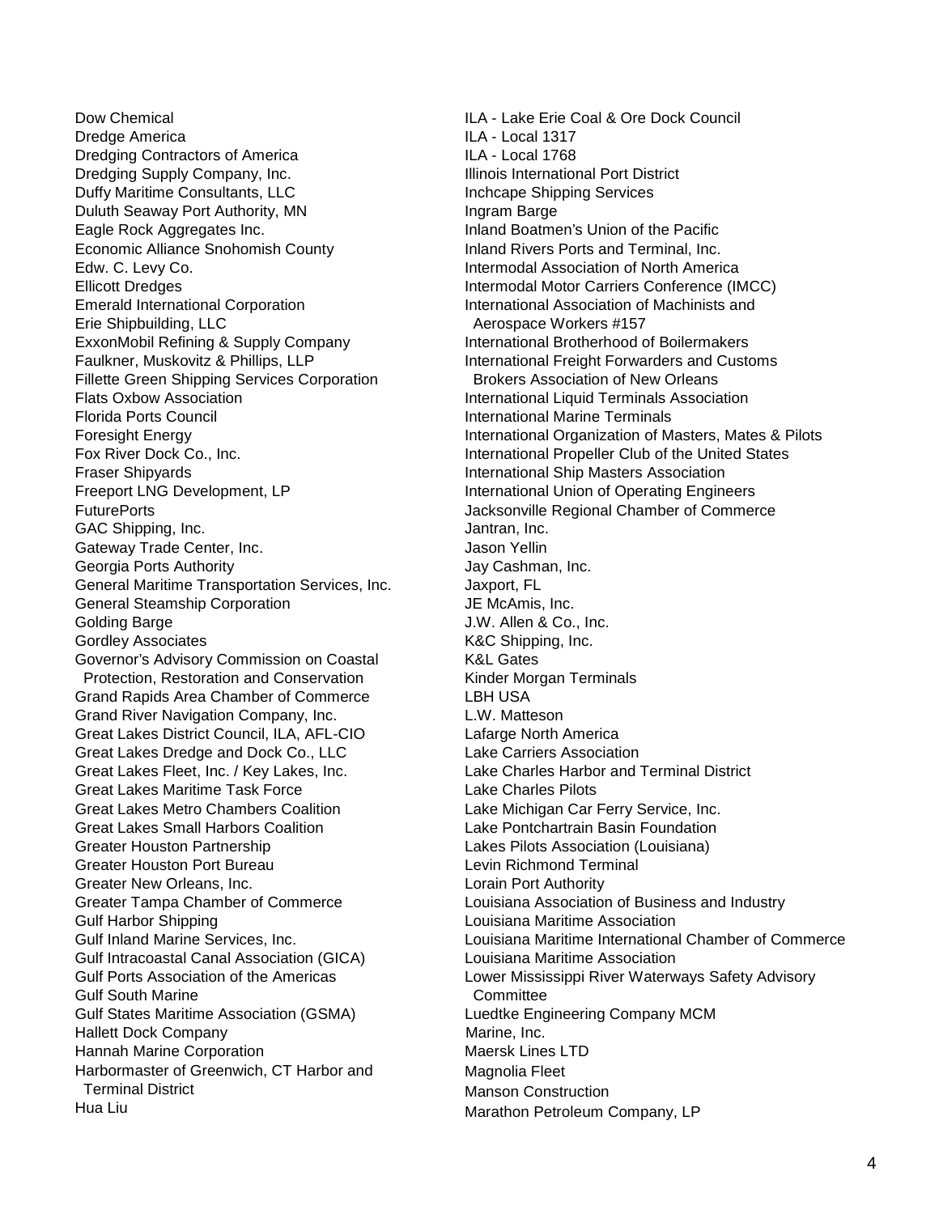Dow Chemical
Dredge America
Dredging Contractors of America
Dredging Supply Company, Inc.
Duffy Maritime Consultants, LLC
Duluth Seaway Port Authority, MN
Eagle Rock Aggregates Inc.
Economic Alliance Snohomish County
Edw. C. Levy Co.
Ellicott Dredges
Emerald International Corporation
Erie Shipbuilding, LLC
ExxonMobil Refining & Supply Company
Faulkner, Muskovitz & Phillips, LLP
Fillette Green Shipping Services Corporation
Flats Oxbow Association
Florida Ports Council
Foresight Energy
Fox River Dock Co., Inc.
Fraser Shipyards
Freeport LNG Development, LP
FuturePorts
GAC Shipping, Inc.
Gateway Trade Center, Inc.
Georgia Ports Authority
General Maritime Transportation Services, Inc.
General Steamship Corporation
Golding Barge
Gordley Associates
Governor's Advisory Commission on Coastal Protection, Restoration and Conservation
Grand Rapids Area Chamber of Commerce
Grand River Navigation Company, Inc.
Great Lakes District Council, ILA, AFL-CIO
Great Lakes Dredge and Dock Co., LLC
Great Lakes Fleet, Inc. / Key Lakes, Inc.
Great Lakes Maritime Task Force
Great Lakes Metro Chambers Coalition
Great Lakes Small Harbors Coalition
Greater Houston Partnership
Greater Houston Port Bureau
Greater New Orleans, Inc.
Greater Tampa Chamber of Commerce
Gulf Harbor Shipping
Gulf Inland Marine Services, Inc.
Gulf Intracoastal Canal Association (GICA)
Gulf Ports Association of the Americas
Gulf South Marine
Gulf States Maritime Association (GSMA)
Hallett Dock Company
Hannah Marine Corporation
Harbormaster of Greenwich, CT Harbor and Terminal District
Hua Liu
ILA - Lake Erie Coal & Ore Dock Council
ILA - Local 1317
ILA - Local 1768
Illinois International Port District
Inchcape Shipping Services
Ingram Barge
Inland Boatmen's Union of the Pacific
Inland Rivers Ports and Terminal, Inc.
Intermodal Association of North America
Intermodal Motor Carriers Conference (IMCC)
International Association of Machinists and Aerospace Workers #157
International Brotherhood of Boilermakers
International Freight Forwarders and Customs Brokers Association of New Orleans
International Liquid Terminals Association
International Marine Terminals
International Organization of Masters, Mates & Pilots
International Propeller Club of the United States
International Ship Masters Association
International Union of Operating Engineers
Jacksonville Regional Chamber of Commerce
Jantran, Inc.
Jason Yellin
Jay Cashman, Inc.
Jaxport, FL
JE McAmis, Inc.
J.W. Allen & Co., Inc.
K&C Shipping, Inc.
K&L Gates
Kinder Morgan Terminals
LBH USA
L.W. Matteson
Lafarge North America
Lake Carriers Association
Lake Charles Harbor and Terminal District
Lake Charles Pilots
Lake Michigan Car Ferry Service, Inc.
Lake Pontchartrain Basin Foundation
Lakes Pilots Association (Louisiana)
Levin Richmond Terminal
Lorain Port Authority
Louisiana Association of Business and Industry
Louisiana Maritime Association
Louisiana Maritime International Chamber of Commerce
Louisiana Maritime Association
Lower Mississippi River Waterways Safety Advisory Committee
Luedtke Engineering Company MCM
Marine, Inc.
Maersk Lines LTD
Magnolia Fleet
Manson Construction
Marathon Petroleum Company, LP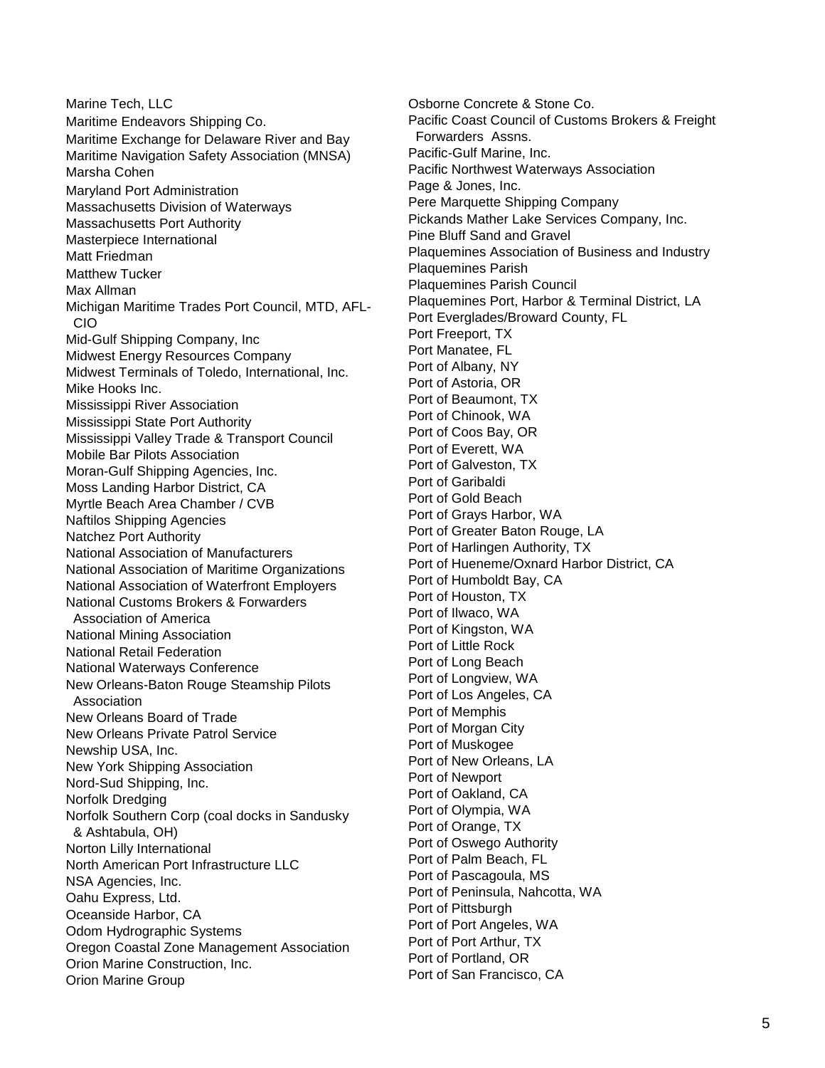Marine Tech, LLC
Maritime Endeavors Shipping Co.
Maritime Exchange for Delaware River and Bay
Maritime Navigation Safety Association (MNSA)
Marsha Cohen
Maryland Port Administration
Massachusetts Division of Waterways
Massachusetts Port Authority
Masterpiece International
Matt Friedman
Matthew Tucker
Max Allman
Michigan Maritime Trades Port Council, MTD, AFL-CIO
Mid-Gulf Shipping Company, Inc
Midwest Energy Resources Company
Midwest Terminals of Toledo, International, Inc.
Mike Hooks Inc.
Mississippi River Association
Mississippi State Port Authority
Mississippi Valley Trade & Transport Council
Mobile Bar Pilots Association
Moran-Gulf Shipping Agencies, Inc.
Moss Landing Harbor District, CA
Myrtle Beach Area Chamber / CVB
Naftilos Shipping Agencies
Natchez Port Authority
National Association of Manufacturers
National Association of Maritime Organizations
National Association of Waterfront Employers
National Customs Brokers & Forwarders Association of America
National Mining Association
National Retail Federation
National Waterways Conference
New Orleans-Baton Rouge Steamship Pilots Association
New Orleans Board of Trade
New Orleans Private Patrol Service
Newship USA, Inc.
New York Shipping Association
Nord-Sud Shipping, Inc.
Norfolk Dredging
Norfolk Southern Corp (coal docks in Sandusky & Ashtabula, OH)
Norton Lilly International
North American Port Infrastructure LLC
NSA Agencies, Inc.
Oahu Express, Ltd.
Oceanside Harbor, CA
Odom Hydrographic Systems
Oregon Coastal Zone Management Association
Orion Marine Construction, Inc.
Orion Marine Group
Osborne Concrete & Stone Co.
Pacific Coast Council of Customs Brokers & Freight Forwarders Assns.
Pacific-Gulf Marine, Inc.
Pacific Northwest Waterways Association
Page & Jones, Inc.
Pere Marquette Shipping Company
Pickands Mather Lake Services Company, Inc.
Pine Bluff Sand and Gravel
Plaquemines Association of Business and Industry
Plaquemines Parish
Plaquemines Parish Council
Plaquemines Port, Harbor & Terminal District, LA
Port Everglades/Broward County, FL
Port Freeport, TX
Port Manatee, FL
Port of Albany, NY
Port of Astoria, OR
Port of Beaumont, TX
Port of Chinook, WA
Port of Coos Bay, OR
Port of Everett, WA
Port of Galveston, TX
Port of Garibaldi
Port of Gold Beach
Port of Grays Harbor, WA
Port of Greater Baton Rouge, LA
Port of Harlingen Authority, TX
Port of Hueneme/Oxnard Harbor District, CA
Port of Humboldt Bay, CA
Port of Houston, TX
Port of Ilwaco, WA
Port of Kingston, WA
Port of Little Rock
Port of Long Beach
Port of Longview, WA
Port of Los Angeles, CA
Port of Memphis
Port of Morgan City
Port of Muskogee
Port of New Orleans, LA
Port of Newport
Port of Oakland, CA
Port of Olympia, WA
Port of Orange, TX
Port of Oswego Authority
Port of Palm Beach, FL
Port of Pascagoula, MS
Port of Peninsula, Nahcotta, WA
Port of Pittsburgh
Port of Port Angeles, WA
Port of Port Arthur, TX
Port of Portland, OR
Port of San Francisco, CA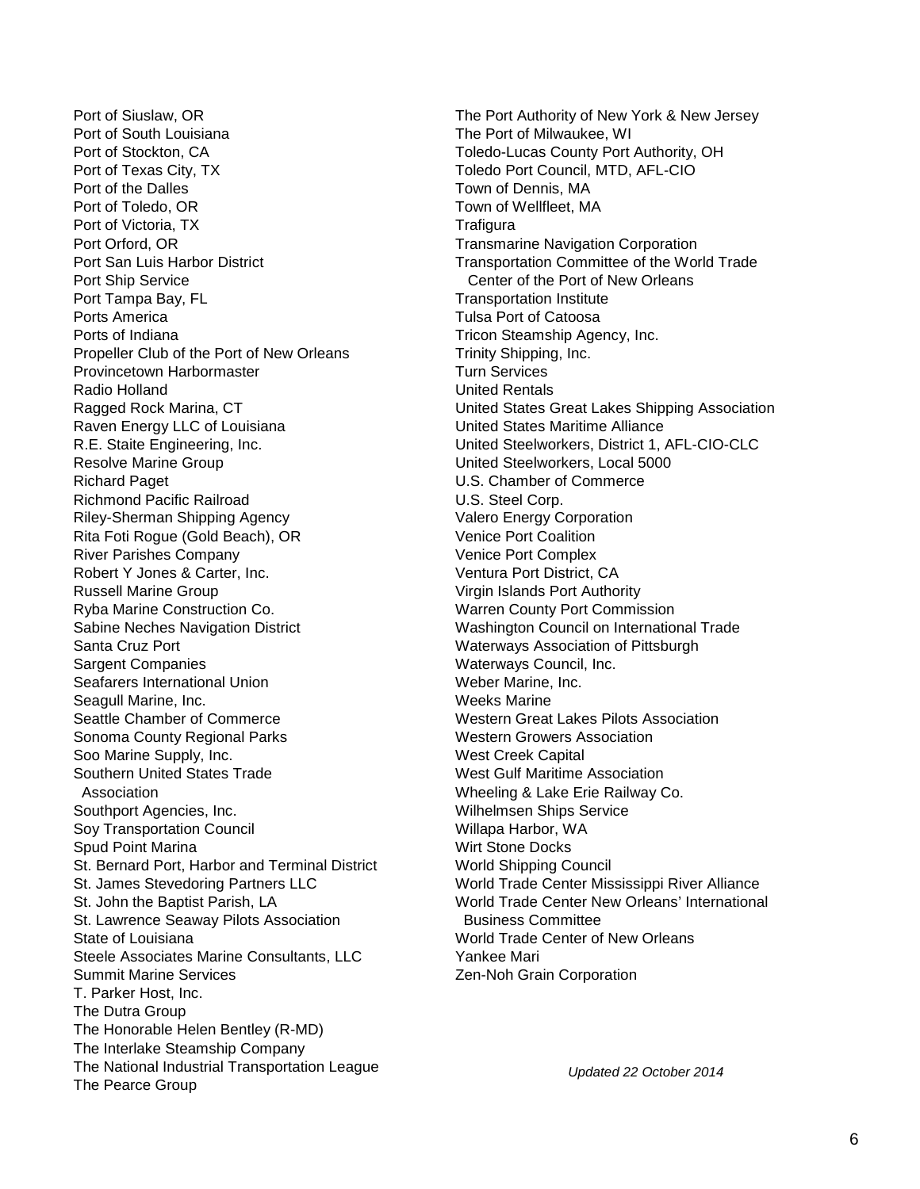Port of Siuslaw, OR
Port of South Louisiana
Port of Stockton, CA
Port of Texas City, TX
Port of the Dalles
Port of Toledo, OR
Port of Victoria, TX
Port Orford, OR
Port San Luis Harbor District
Port Ship Service
Port Tampa Bay, FL
Ports America
Ports of Indiana
Propeller Club of the Port of New Orleans
Provincetown Harbormaster
Radio Holland
Ragged Rock Marina, CT
Raven Energy LLC of Louisiana
R.E. Staite Engineering, Inc.
Resolve Marine Group
Richard Paget
Richmond Pacific Railroad
Riley-Sherman Shipping Agency
Rita Foti Rogue (Gold Beach), OR
River Parishes Company
Robert Y Jones & Carter, Inc.
Russell Marine Group
Ryba Marine Construction Co.
Sabine Neches Navigation District
Santa Cruz Port
Sargent Companies
Seafarers International Union
Seagull Marine, Inc.
Seattle Chamber of Commerce
Sonoma County Regional Parks
Soo Marine Supply, Inc.
Southern United States Trade Association
Southport Agencies, Inc.
Soy Transportation Council
Spud Point Marina
St. Bernard Port, Harbor and Terminal District
St. James Stevedoring Partners LLC
St. John the Baptist Parish, LA
St. Lawrence Seaway Pilots Association
State of Louisiana
Steele Associates Marine Consultants, LLC
Summit Marine Services
T. Parker Host, Inc.
The Dutra Group
The Honorable Helen Bentley (R-MD)
The Interlake Steamship Company
The National Industrial Transportation League
The Pearce Group
The Port Authority of New York & New Jersey
The Port of Milwaukee, WI
Toledo-Lucas County Port Authority, OH
Toledo Port Council, MTD, AFL-CIO
Town of Dennis, MA
Town of Wellfleet, MA
Trafigura
Transmarine Navigation Corporation
Transportation Committee of the World Trade Center of the Port of New Orleans
Transportation Institute
Tulsa Port of Catoosa
Tricon Steamship Agency, Inc.
Trinity Shipping, Inc.
Turn Services
United Rentals
United States Great Lakes Shipping Association
United States Maritime Alliance
United Steelworkers, District 1, AFL-CIO-CLC
United Steelworkers, Local 5000
U.S. Chamber of Commerce
U.S. Steel Corp.
Valero Energy Corporation
Venice Port Coalition
Venice Port Complex
Ventura Port District, CA
Virgin Islands Port Authority
Warren County Port Commission
Washington Council on International Trade
Waterways Association of Pittsburgh
Waterways Council, Inc.
Weber Marine, Inc.
Weeks Marine
Western Great Lakes Pilots Association
Western Growers Association
West Creek Capital
West Gulf Maritime Association
Wheeling & Lake Erie Railway Co.
Wilhelmsen Ships Service
Willapa Harbor, WA
Wirt Stone Docks
World Shipping Council
World Trade Center Mississippi River Alliance
World Trade Center New Orleans' International Business Committee
World Trade Center of New Orleans
Yankee Mari
Zen-Noh Grain Corporation

*Updated 22 October 2014*